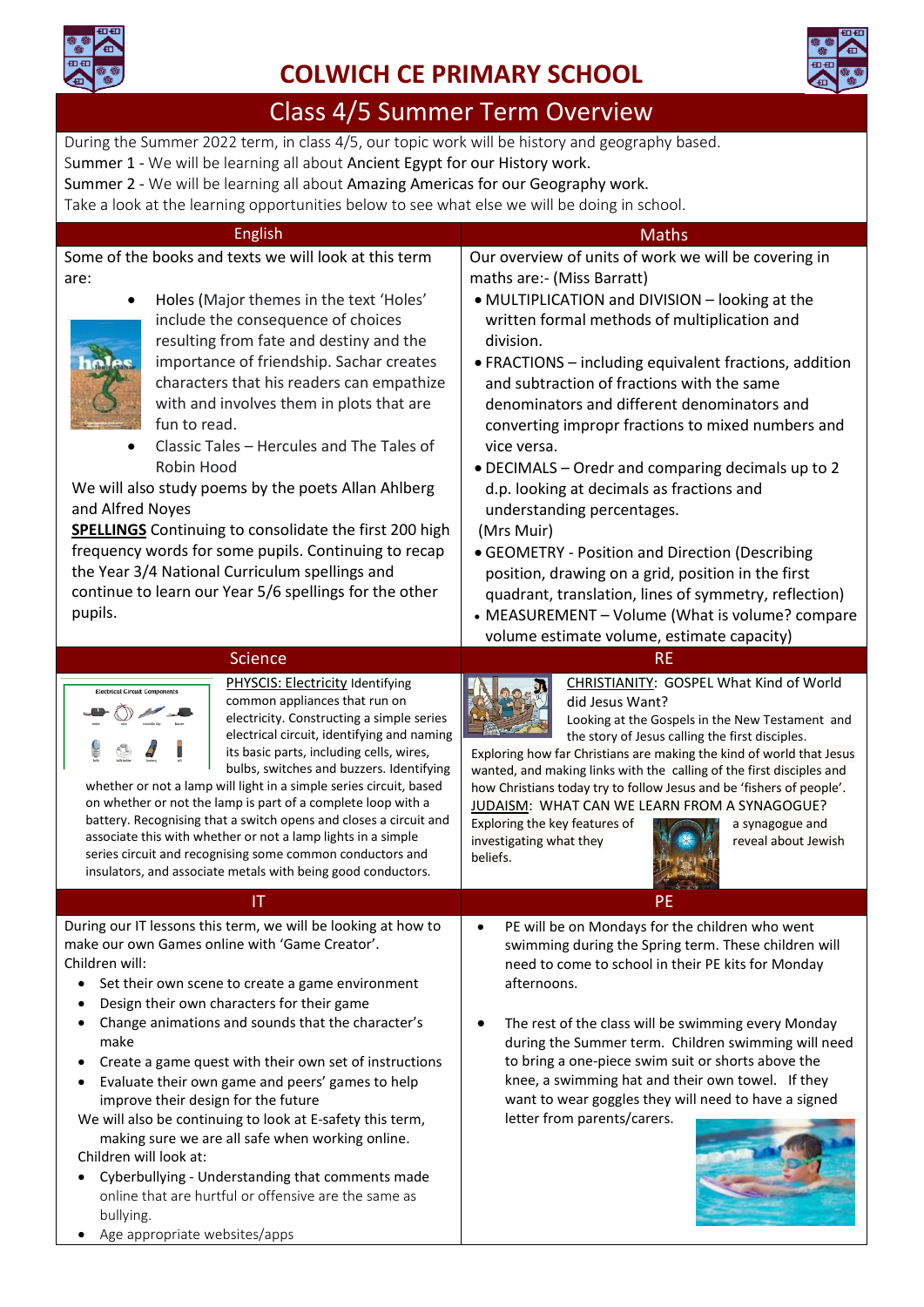# COLWICH CE PRIMARY SCHOOL

## Class 4/5 Summer Term Overview

During the Summer 2022 term, in class 4/5, our topic work will be history and geography based.
Summer 1 - We will be learning all about Ancient Egypt for our History work.
Summer 2 - We will be learning all about Amazing Americas for our Geography work.
Take a look at the learning opportunities below to see what else we will be doing in school.

### English

Some of the books and texts we will look at this term are:

- Holes (Major themes in the text 'Holes' include the consequence of choices resulting from fate and destiny and the importance of friendship. Sachar creates characters that his readers can empathize with and involves them in plots that are fun to read.
- Classic Tales – Hercules and The Tales of Robin Hood

We will also study poems by the poets Allan Ahlberg and Alfred Noyes

**SPELLINGS** Continuing to consolidate the first 200 high frequency words for some pupils. Continuing to recap the Year 3/4 National Curriculum spellings and continue to learn our Year 5/6 spellings for the other pupils.

### Maths

Our overview of units of work we will be covering in maths are:- (Miss Barratt)

- MULTIPLICATION and DIVISION – looking at the written formal methods of multiplication and division.
- FRACTIONS – including equivalent fractions, addition and subtraction of fractions with the same denominators and different denominators and converting impropr fractions to mixed numbers and vice versa.
- DECIMALS – Oredr and comparing decimals up to 2 d.p. looking at decimals as fractions and understanding percentages.

(Mrs Muir)

- GEOMETRY - Position and Direction (Describing position, drawing on a grid, position in the first quadrant, translation, lines of symmetry, reflection)
- MEASUREMENT – Volume (What is volume? compare volume estimate volume, estimate capacity)

### Science

PHYSCIS: Electricity Identifying common appliances that run on electricity. Constructing a simple series electrical circuit, identifying and naming its basic parts, including cells, wires, bulbs, switches and buzzers. Identifying whether or not a lamp will light in a simple series circuit, based on whether or not the lamp is part of a complete loop with a battery. Recognising that a switch opens and closes a circuit and associate this with whether or not a lamp lights in a simple series circuit and recognising some common conductors and insulators, and associate metals with being good conductors.

### RE

CHRISTIANITY: GOSPEL What Kind of World did Jesus Want?
Looking at the Gospels in the New Testament and the story of Jesus calling the first disciples.
Exploring how far Christians are making the kind of world that Jesus wanted, and making links with the calling of the first disciples and how Christians today try to follow Jesus and be 'fishers of people'.

JUDAISM: WHAT CAN WE LEARN FROM A SYNAGOGUE?
Exploring the key features of a synagogue and investigating what they reveal about Jewish beliefs.

### IT

During our IT lessons this term, we will be looking at how to make our own Games online with 'Game Creator'.
Children will:

- Set their own scene to create a game environment
- Design their own characters for their game
- Change animations and sounds that the character's make
- Create a game quest with their own set of instructions
- Evaluate their own game and peers' games to help improve their design for the future

We will also be continuing to look at E-safety this term, making sure we are all safe when working online.
Children will look at:

- Cyberbullying - Understanding that comments made online that are hurtful or offensive are the same as bullying.
- Age appropriate websites/apps

### PE

- PE will be on Mondays for the children who went swimming during the Spring term. These children will need to come to school in their PE kits for Monday afternoons.
- The rest of the class will be swimming every Monday during the Summer term. Children swimming will need to bring a one-piece swim suit or shorts above the knee, a swimming hat and their own towel. If they want to wear goggles they will need to have a signed letter from parents/carers.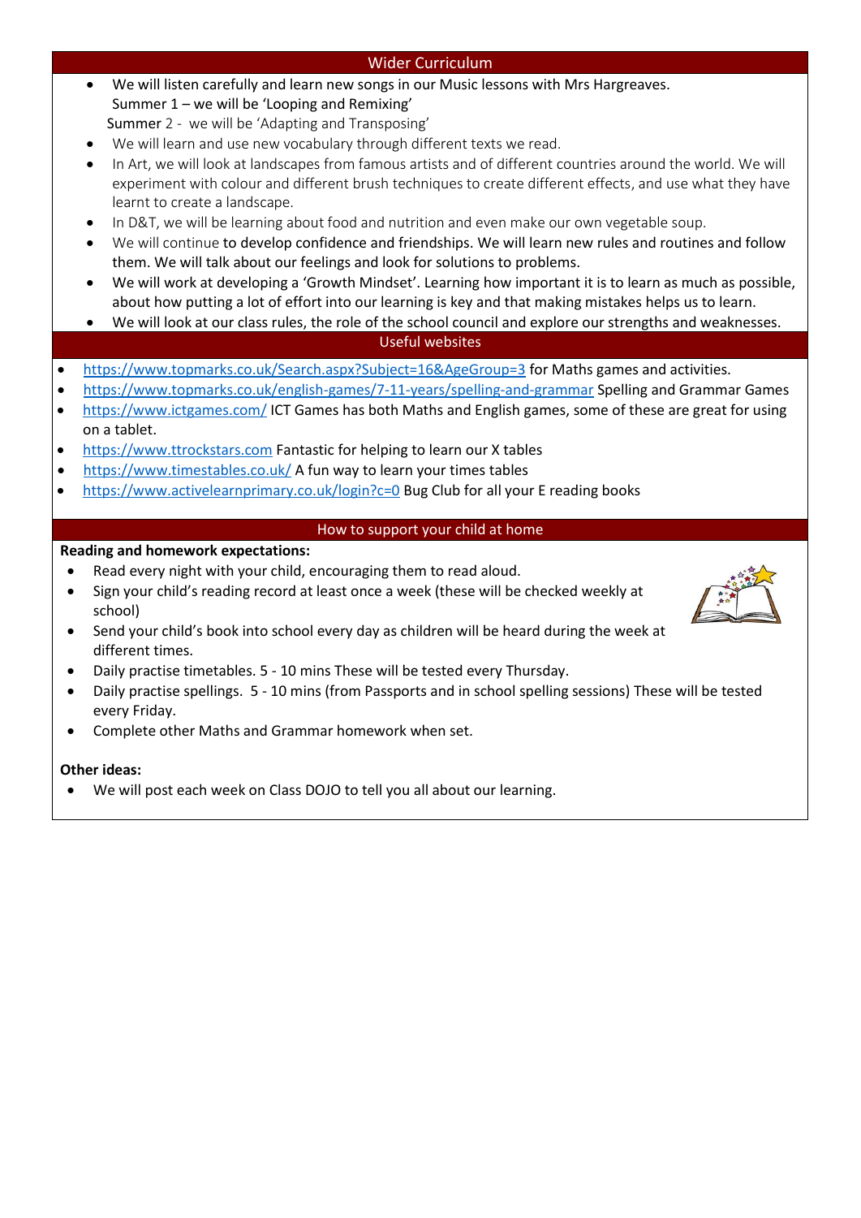## Wider Curriculum

- We will listen carefully and learn new songs in our Music lessons with Mrs Hargreaves.
  Summer 1 – we will be 'Looping and Remixing'
  Summer 2 - we will be 'Adapting and Transposing'
- We will learn and use new vocabulary through different texts we read.
- In Art, we will look at landscapes from famous artists and of different countries around the world. We will experiment with colour and different brush techniques to create different effects, and use what they have learnt to create a landscape.
- In D&T, we will be learning about food and nutrition and even make our own vegetable soup.
- We will continue to develop confidence and friendships. We will learn new rules and routines and follow them. We will talk about our feelings and look for solutions to problems.
- We will work at developing a 'Growth Mindset'. Learning how important it is to learn as much as possible, about how putting a lot of effort into our learning is key and that making mistakes helps us to learn.
- We will look at our class rules, the role of the school council and explore our strengths and weaknesses.

## Useful websites

- https://www.topmarks.co.uk/Search.aspx?Subject=16&AgeGroup=3 for Maths games and activities.
- https://www.topmarks.co.uk/english-games/7-11-years/spelling-and-grammar Spelling and Grammar Games
- https://www.ictgames.com/ ICT Games has both Maths and English games, some of these are great for using on a tablet.
- https://www.ttrockstars.com Fantastic for helping to learn our X tables
- https://www.timestables.co.uk/ A fun way to learn your times tables
- https://www.activelearnprimary.co.uk/login?c=0 Bug Club for all your E reading books

## How to support your child at home

**Reading and homework expectations:**

- Read every night with your child, encouraging them to read aloud.
- Sign your child's reading record at least once a week (these will be checked weekly at school)
- Send your child's book into school every day as children will be heard during the week at different times.
- Daily practise timetables. 5 - 10 mins These will be tested every Thursday.
- Daily practise spellings. 5 - 10 mins (from Passports and in school spelling sessions) These will be tested every Friday.
- Complete other Maths and Grammar homework when set.

**Other ideas:**

- We will post each week on Class DOJO to tell you all about our learning.